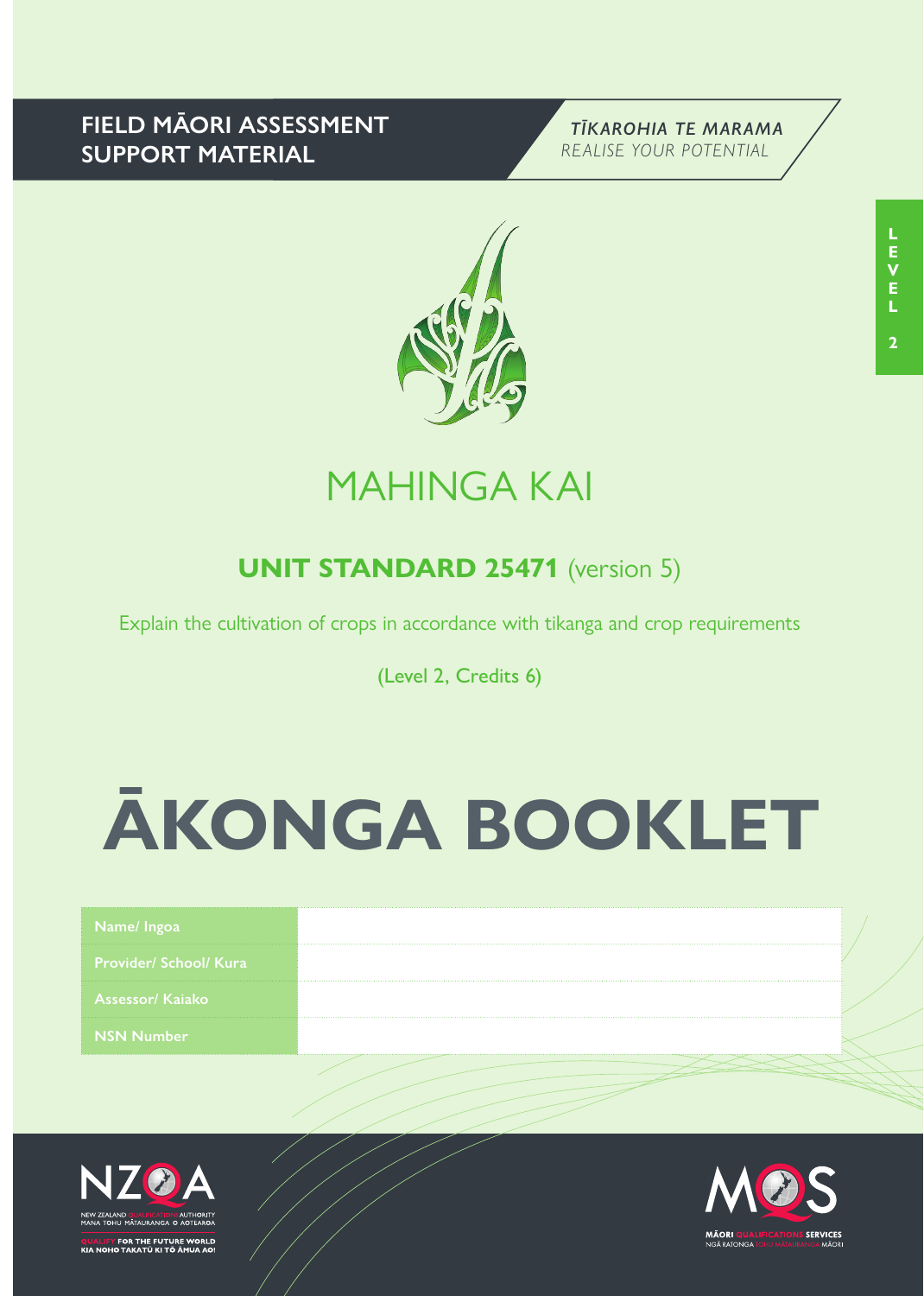**FIELD MĀORI ASSESSMENT SUPPORT MATERIAL**

***TĪKAROHIA TE MARAMA***
*REALISE YOUR POTENTIAL*

LEVEL 2

# MAHINGA KAI

## UNIT STANDARD 25471 (version 5)

Explain the cultivation of crops in accordance with tikanga and crop requirements

(Level 2, Credits 6)

# ĀKONGA BOOKLET

| | |
|---|---|
| Name/ Ingoa | |
| Provider/ School/ Kura | |
| Assessor/ Kaiako | |
| NSN Number | |

NZQA
NEW ZEALAND QUALIFICATIONS AUTHORITY
MANA TOHU MĀTAURANGA O AOTEAROA
QUALIFY FOR THE FUTURE WORLD
KIA NOHO TAKATŪ KI TŌ ĀMUA AO!

MQS
MĀORI QUALIFICATIONS SERVICES
NGĀ RATONGA TOHU MĀTAURANGA MĀORI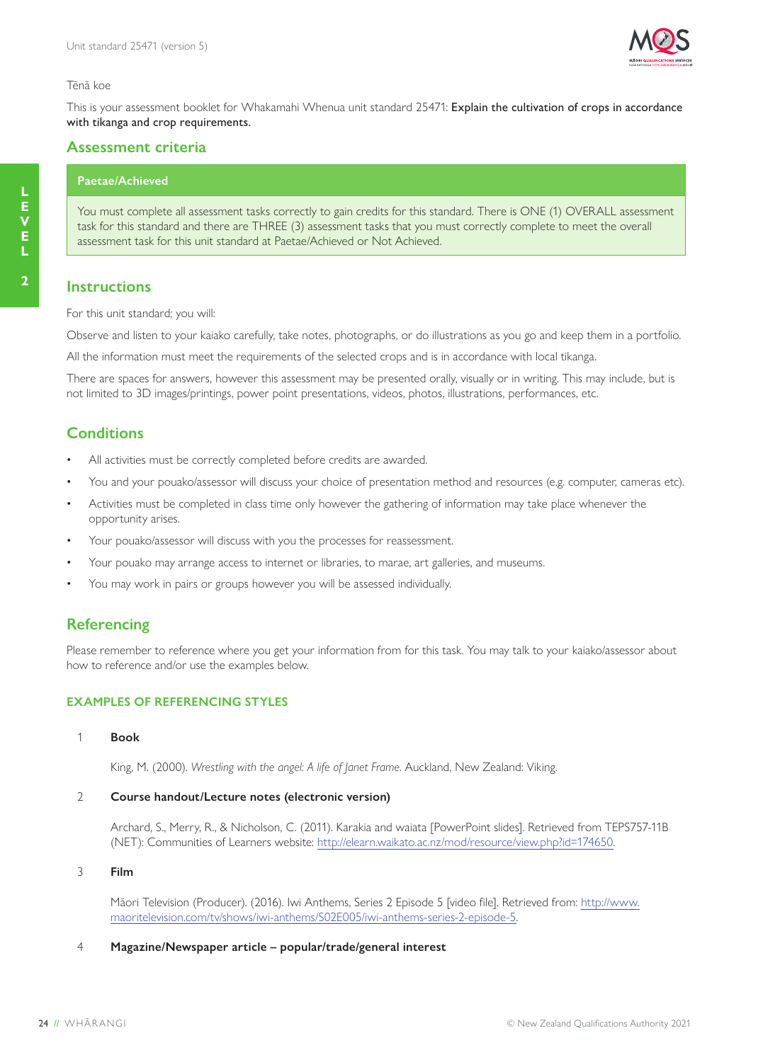Tēnā koe

This is your assessment booklet for Whakamahi Whenua unit standard 25471: **Explain the cultivation of crops in accordance with tikanga and crop requirements.**

## Assessment criteria

| Paetae/Achieved |
|---|
| You must complete all assessment tasks correctly to gain credits for this standard. There is ONE (1) OVERALL assessment task for this standard and there are THREE (3) assessment tasks that you must correctly complete to meet the overall assessment task for this unit standard at Paetae/Achieved or Not Achieved. |

## Instructions

For this unit standard; you will:

Observe and listen to your kaiako carefully, take notes, photographs, or do illustrations as you go and keep them in a portfolio.

All the information must meet the requirements of the selected crops and is in accordance with local tikanga.

There are spaces for answers, however this assessment may be presented orally, visually or in writing. This may include, but is not limited to 3D images/printings, power point presentations, videos, photos, illustrations, performances, etc.

## Conditions

- All activities must be correctly completed before credits are awarded.
- You and your pouako/assessor will discuss your choice of presentation method and resources (e.g. computer, cameras etc).
- Activities must be completed in class time only however the gathering of information may take place whenever the opportunity arises.
- Your pouako/assessor will discuss with you the processes for reassessment.
- Your pouako may arrange access to internet or libraries, to marae, art galleries, and museums.
- You may work in pairs or groups however you will be assessed individually.

## Referencing

Please remember to reference where you get your information from for this task. You may talk to your kaiako/assessor about how to reference and/or use the examples below.

### EXAMPLES OF REFERENCING STYLES

1 **Book**

King, M. (2000). *Wrestling with the angel: A life of Janet Frame.* Auckland, New Zealand: Viking.

2 **Course handout/Lecture notes (electronic version)**

Archard, S., Merry, R., & Nicholson, C. (2011). Karakia and waiata [PowerPoint slides]. Retrieved from TEPS757-11B (NET): Communities of Learners website: http://elearn.waikato.ac.nz/mod/resource/view.php?id=174650.

3 **Film**

Māori Television (Producer). (2016). Iwi Anthems, Series 2 Episode 5 [video file]. Retrieved from: http://www.maoritelevision.com/tv/shows/iwi-anthems/S02E005/iwi-anthems-series-2-episode-5.

4 **Magazine/Newspaper article – popular/trade/general interest**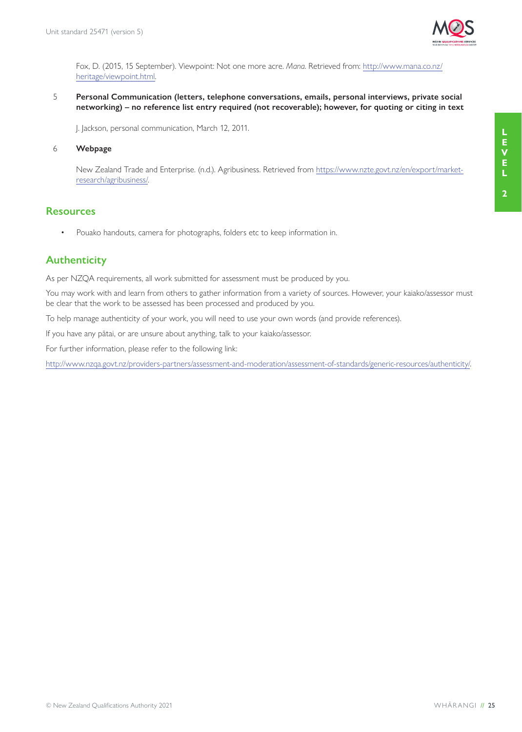Fox, D. (2015, 15 September). Viewpoint: Not one more acre. *Mana*. Retrieved from: http://www.mana.co.nz/heritage/viewpoint.html.

5 **Personal Communication (letters, telephone conversations, emails, personal interviews, private social networking) – no reference list entry required (not recoverable); however, for quoting or citing in text**

J. Jackson, personal communication, March 12, 2011.

6 **Webpage**

New Zealand Trade and Enterprise. (n.d.). Agribusiness. Retrieved from https://www.nzte.govt.nz/en/export/market-research/agribusiness/.

## Resources

- Pouako handouts, camera for photographs, folders etc to keep information in.

## Authenticity

As per NZQA requirements, all work submitted for assessment must be produced by you.

You may work with and learn from others to gather information from a variety of sources. However, your kaiako/assessor must be clear that the work to be assessed has been processed and produced by you.

To help manage authenticity of your work, you will need to use your own words (and provide references).

If you have any pātai, or are unsure about anything, talk to your kaiako/assessor.

For further information, please refer to the following link:

http://www.nzqa.govt.nz/providers-partners/assessment-and-moderation/assessment-of-standards/generic-resources/authenticity/.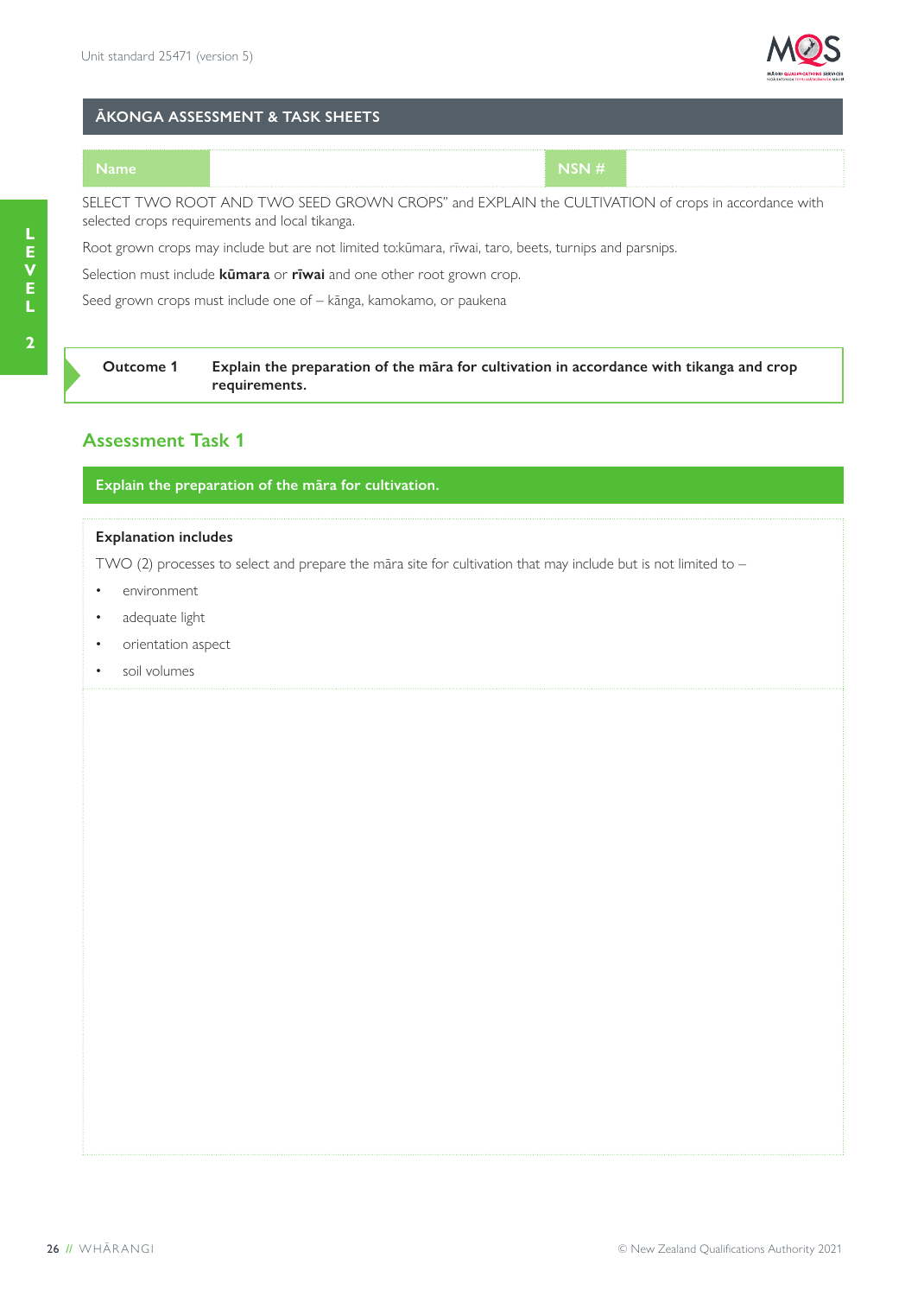## ĀKONGA ASSESSMENT & TASK SHEETS

| Name | | NSN # | |
|---|---|---|---|

SELECT TWO ROOT AND TWO SEED GROWN CROPS" and EXPLAIN the CULTIVATION of crops in accordance with selected crops requirements and local tikanga.

Root grown crops may include but are not limited to:kūmara, rīwai, taro, beets, turnips and parsnips.

Selection must include **kūmara** or **rīwai** and one other root grown crop.

Seed grown crops must include one of – kānga, kamokamo, or paukena

**Outcome 1** **Explain the preparation of the māra for cultivation in accordance with tikanga and crop requirements.**

## Assessment Task 1

**Explain the preparation of the māra for cultivation.**

**Explanation includes**

TWO (2) processes to select and prepare the māra site for cultivation that may include but is not limited to –

- environment
- adequate light
- orientation aspect
- soil volumes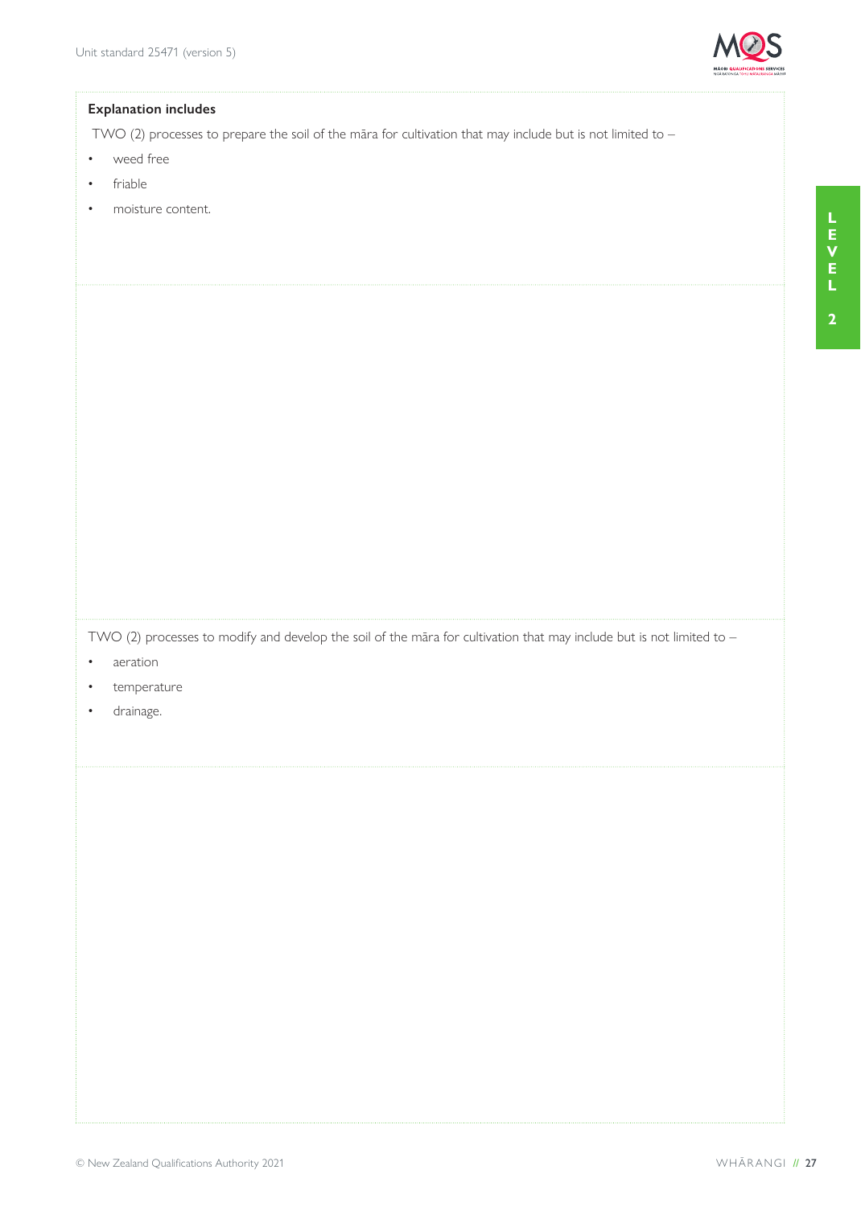**Explanation includes**

TWO (2) processes to prepare the soil of the māra for cultivation that may include but is not limited to –

- weed free
- friable
- moisture content.

TWO (2) processes to modify and develop the soil of the māra for cultivation that may include but is not limited to –

- aeration
- temperature
- drainage.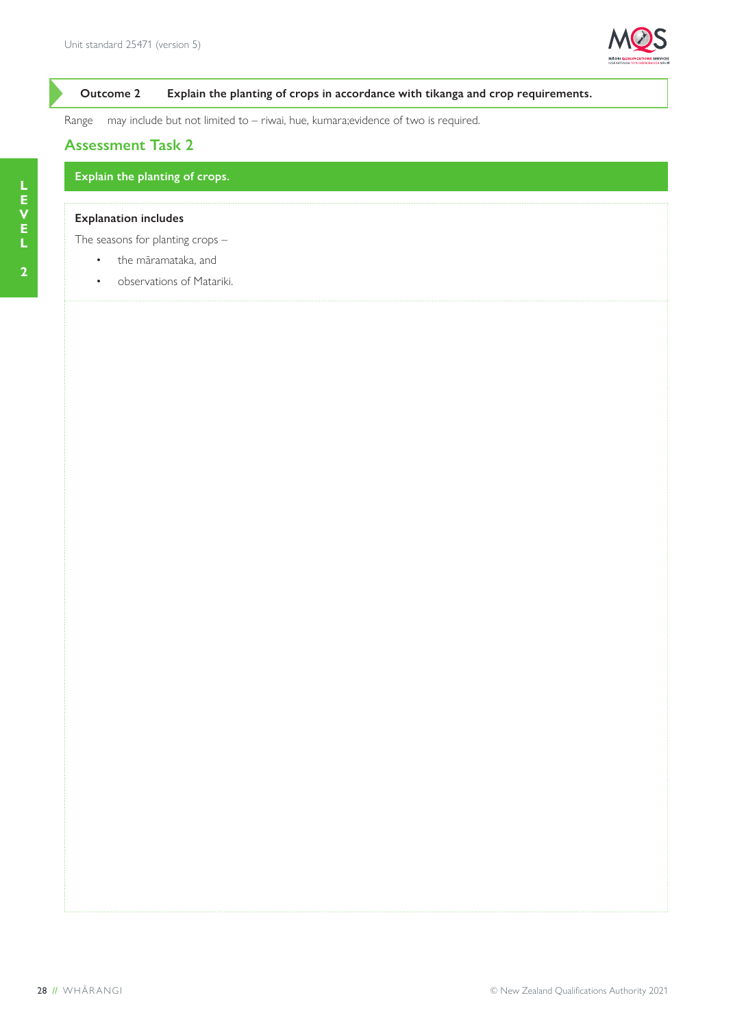**Outcome 2** **Explain the planting of crops in accordance with tikanga and crop requirements.**

Range may include but not limited to – riwai, hue, kumara;evidence of two is required.

## Assessment Task 2

**Explain the planting of crops.**

**Explanation includes**

The seasons for planting crops –

- the māramataka, and
- observations of Matariki.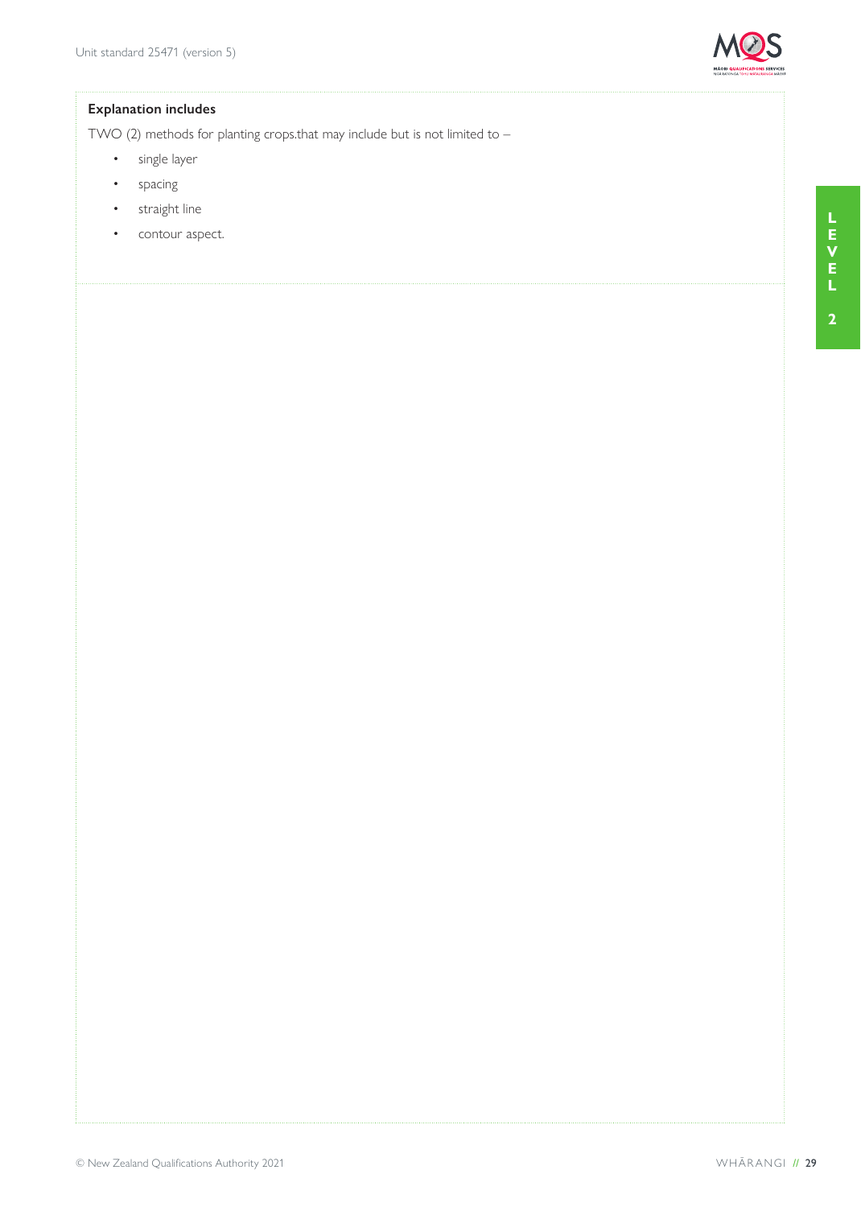**Explanation includes**

TWO (2) methods for planting crops.that may include but is not limited to –

- single layer
- spacing
- straight line
- contour aspect.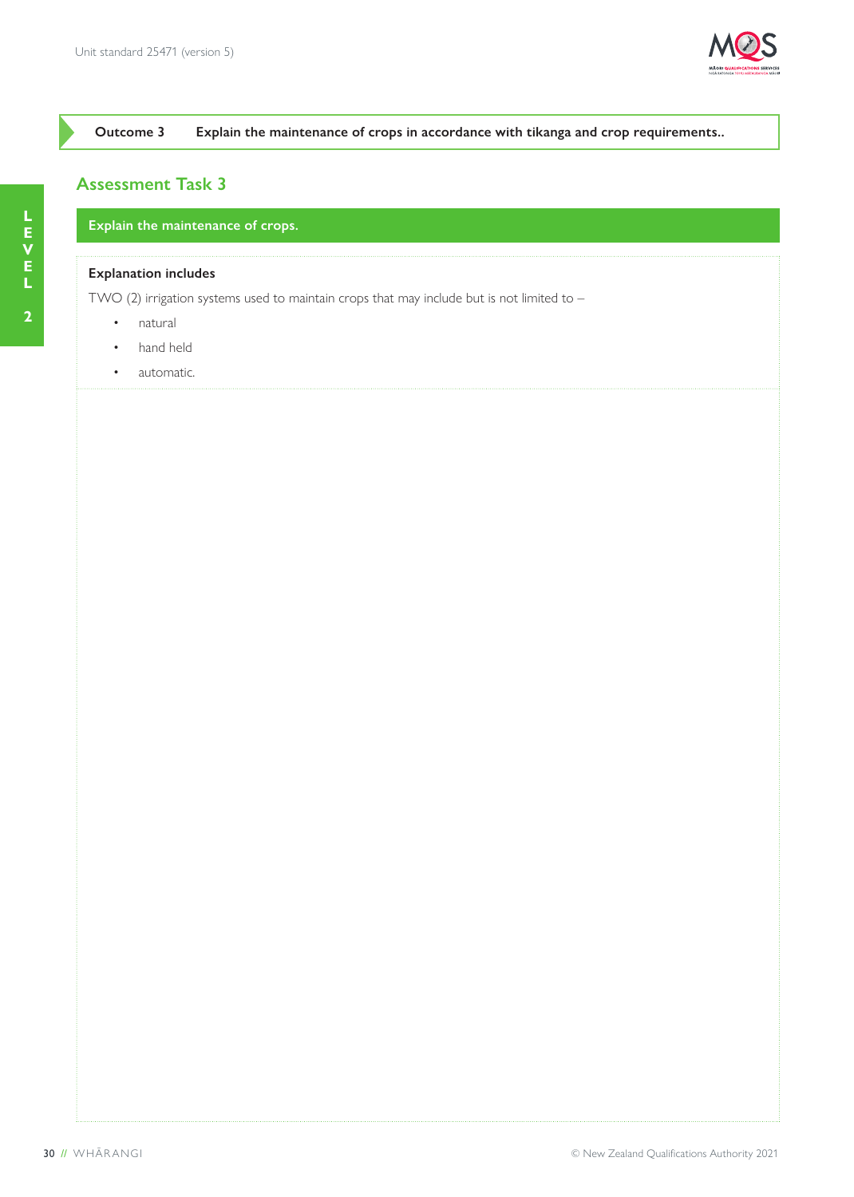**Outcome 3** Explain the maintenance of crops in accordance with tikanga and crop requirements..

## Assessment Task 3

**Explain the maintenance of crops.**

**Explanation includes**

TWO (2) irrigation systems used to maintain crops that may include but is not limited to –

- natural
- hand held
- automatic.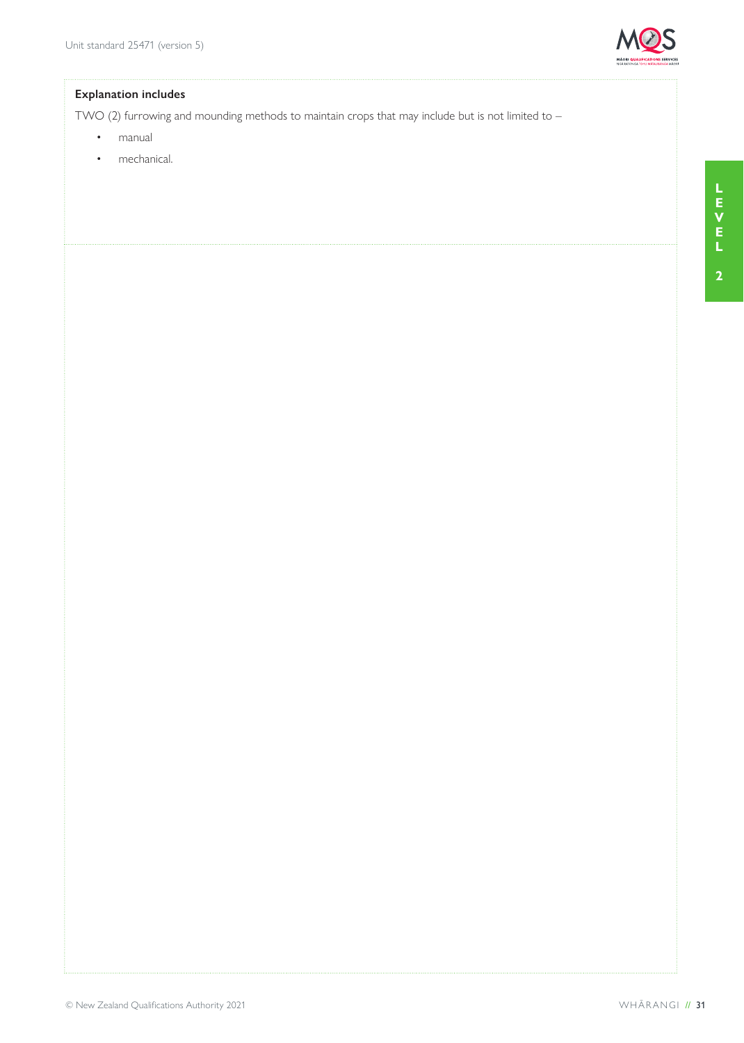**Explanation includes**

TWO (2) furrowing and mounding methods to maintain crops that may include but is not limited to –

- manual
- mechanical.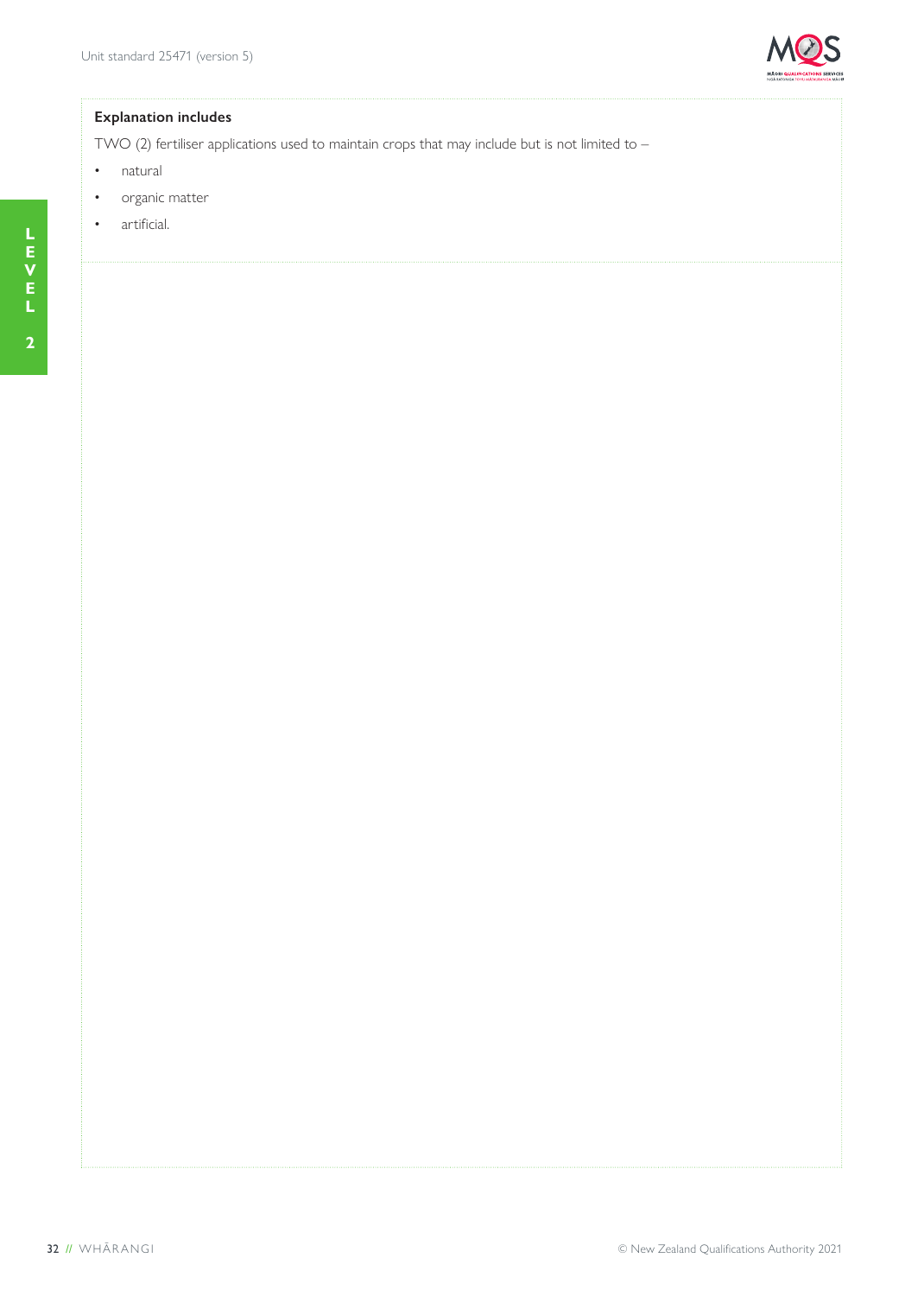**Explanation includes**

TWO (2) fertiliser applications used to maintain crops that may include but is not limited to –

- natural
- organic matter
- artificial.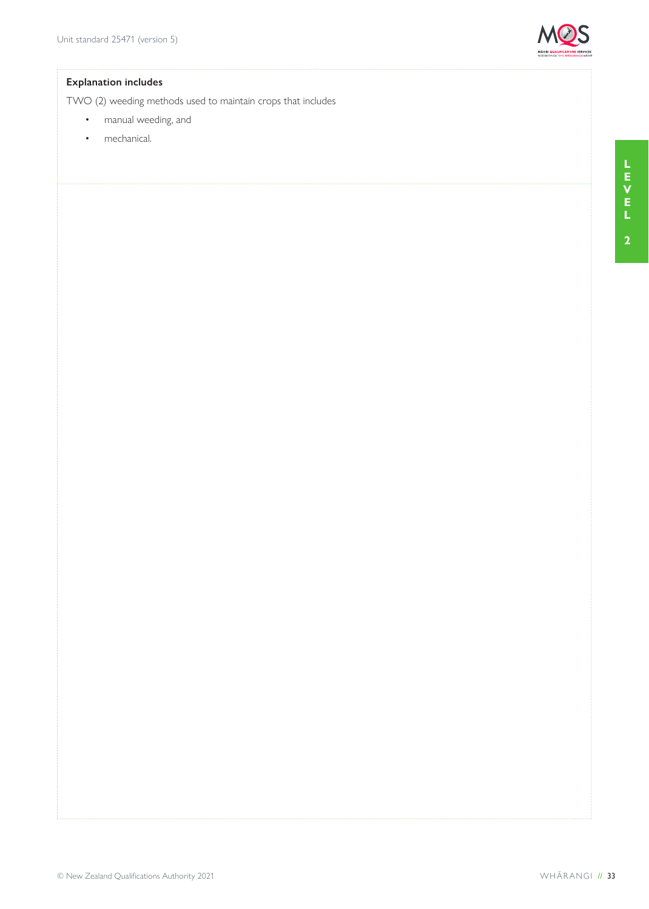**Explanation includes**

TWO (2) weeding methods used to maintain crops that includes

- manual weeding, and
- mechanical.